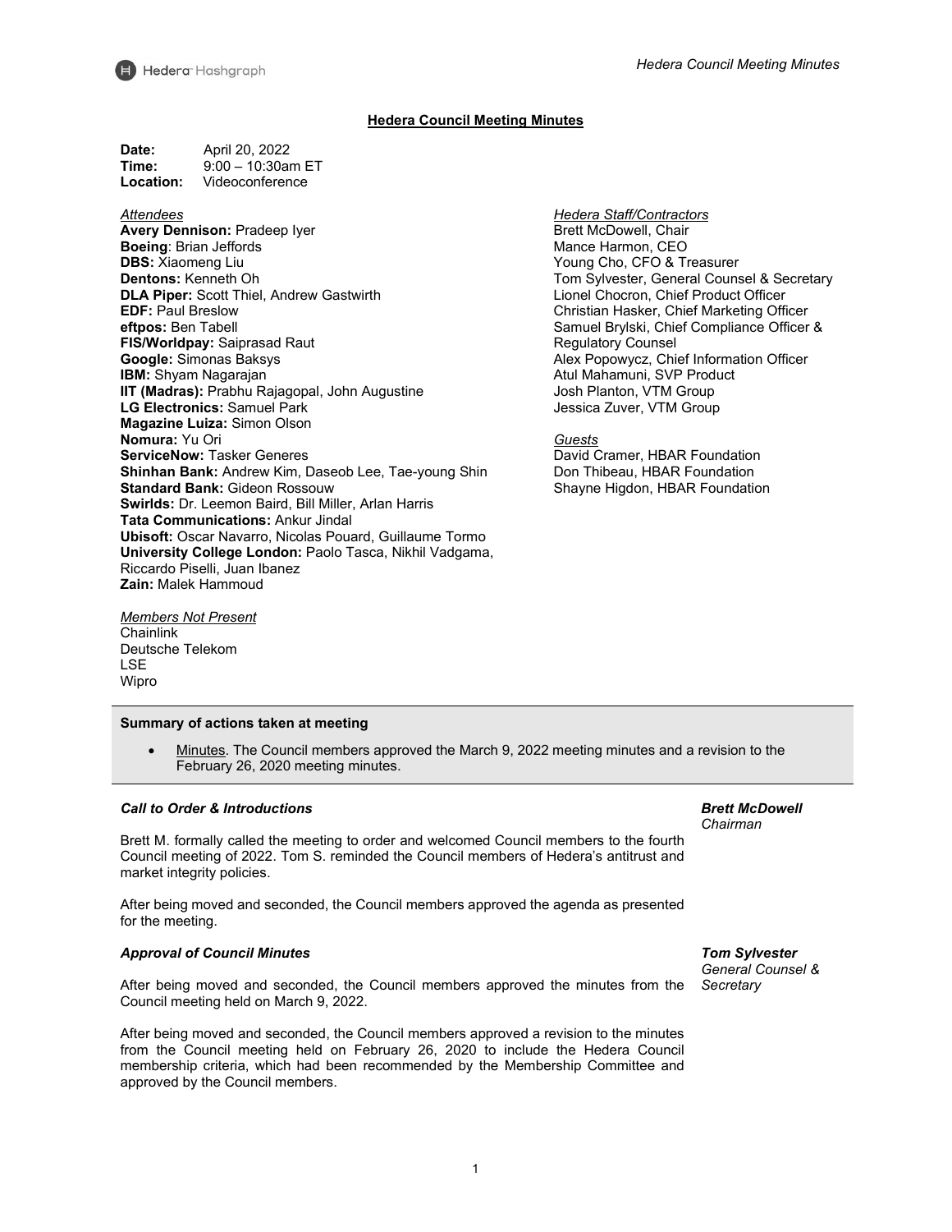# Hedera Council Meeting Minutes

**Date:** April 20, 2022
**Time:** 9:00 – 10:30am ET
**Location:** Videoconference

*Attendees*

**Avery Dennison:** Pradeep Iyer
**Boeing**: Brian Jeffords
**DBS:** Xiaomeng Liu
**Dentons:** Kenneth Oh
**DLA Piper:** Scott Thiel, Andrew Gastwirth
**EDF:** Paul Breslow
**eftpos:** Ben Tabell
**FIS/Worldpay:** Saiprasad Raut
**Google:** Simonas Baksys
**IBM:** Shyam Nagarajan
**IIT (Madras):** Prabhu Rajagopal, John Augustine
**LG Electronics:** Samuel Park
**Magazine Luiza:** Simon Olson
**Nomura:** Yu Ori
**ServiceNow:** Tasker Generes
**Shinhan Bank:** Andrew Kim, Daseob Lee, Tae-young Shin
**Standard Bank:** Gideon Rossouw
**Swirlds:** Dr. Leemon Baird, Bill Miller, Arlan Harris
**Tata Communications:** Ankur Jindal
**Ubisoft:** Oscar Navarro, Nicolas Pouard, Guillaume Tormo
**University College London:** Paolo Tasca, Nikhil Vadgama, Riccardo Piselli, Juan Ibanez
**Zain:** Malek Hammoud

*Members Not Present*

Chainlink
Deutsche Telekom
LSE
Wipro

*Hedera Staff/Contractors*

Brett McDowell, Chair
Mance Harmon, CEO
Young Cho, CFO & Treasurer
Tom Sylvester, General Counsel & Secretary
Lionel Chocron, Chief Product Officer
Christian Hasker, Chief Marketing Officer
Samuel Brylski, Chief Compliance Officer & Regulatory Counsel
Alex Popowycz, Chief Information Officer
Atul Mahamuni, SVP Product
Josh Planton, VTM Group
Jessica Zuver, VTM Group

*Guests*

David Cramer, HBAR Foundation
Don Thibeau, HBAR Foundation
Shayne Higdon, HBAR Foundation

---

**Summary of actions taken at meeting**

- Minutes. The Council members approved the March 9, 2022 meeting minutes and a revision to the February 26, 2020 meeting minutes.

---

### *Call to Order & Introductions*

***Brett McDowell***
*Chairman*

Brett M. formally called the meeting to order and welcomed Council members to the fourth Council meeting of 2022. Tom S. reminded the Council members of Hedera's antitrust and market integrity policies.

After being moved and seconded, the Council members approved the agenda as presented for the meeting.

### *Approval of Council Minutes*

***Tom Sylvester***
*General Counsel & Secretary*

After being moved and seconded, the Council members approved the minutes from the Council meeting held on March 9, 2022.

After being moved and seconded, the Council members approved a revision to the minutes from the Council meeting held on February 26, 2020 to include the Hedera Council membership criteria, which had been recommended by the Membership Committee and approved by the Council members.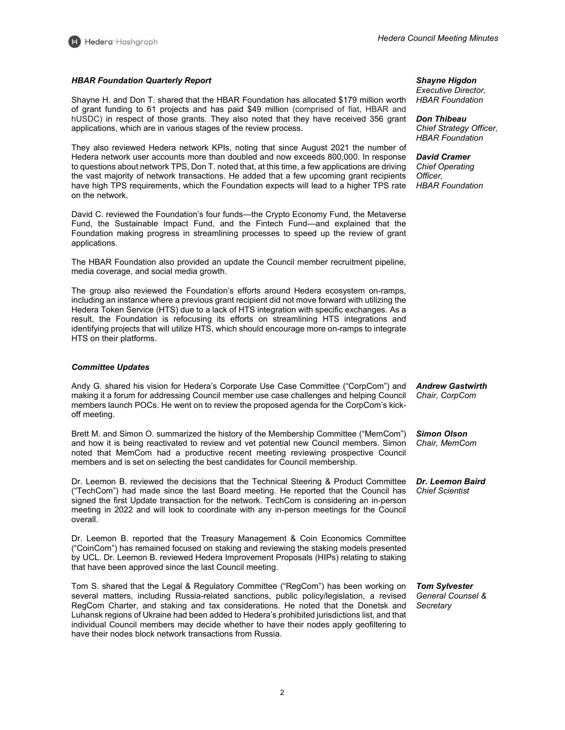### *HBAR Foundation Quarterly Report*

***Shayne Higdon***
*Executive Director, HBAR Foundation*

***Don Thibeau***
*Chief Strategy Officer, HBAR Foundation*

***David Cramer***
*Chief Operating Officer, HBAR Foundation*

Shayne H. and Don T. shared that the HBAR Foundation has allocated $179 million worth of grant funding to 61 projects and has paid $49 million (comprised of fiat, HBAR and hUSDC) in respect of those grants. They also noted that they have received 356 grant applications, which are in various stages of the review process.

They also reviewed Hedera network KPIs, noting that since August 2021 the number of Hedera network user accounts more than doubled and now exceeds 800,000. In response to questions about network TPS, Don T. noted that, at this time, a few applications are driving the vast majority of network transactions. He added that a few upcoming grant recipients have high TPS requirements, which the Foundation expects will lead to a higher TPS rate on the network.

David C. reviewed the Foundation's four funds—the Crypto Economy Fund, the Metaverse Fund, the Sustainable Impact Fund, and the Fintech Fund—and explained that the Foundation making progress in streamlining processes to speed up the review of grant applications.

The HBAR Foundation also provided an update the Council member recruitment pipeline, media coverage, and social media growth.

The group also reviewed the Foundation's efforts around Hedera ecosystem on-ramps, including an instance where a previous grant recipient did not move forward with utilizing the Hedera Token Service (HTS) due to a lack of HTS integration with specific exchanges. As a result, the Foundation is refocusing its efforts on streamlining HTS integrations and identifying projects that will utilize HTS, which should encourage more on-ramps to integrate HTS on their platforms.

### *Committee Updates*

***Andrew Gastwirth***
*Chair, CorpCom*

Andy G. shared his vision for Hedera's Corporate Use Case Committee ("CorpCom") and making it a forum for addressing Council member use case challenges and helping Council members launch POCs. He went on to review the proposed agenda for the CorpCom's kick-off meeting.

***Simon Olson***
*Chair, MemCom*

Brett M. and Simon O. summarized the history of the Membership Committee ("MemCom") and how it is being reactivated to review and vet potential new Council members. Simon noted that MemCom had a productive recent meeting reviewing prospective Council members and is set on selecting the best candidates for Council membership.

***Dr. Leemon Baird***
*Chief Scientist*

Dr. Leemon B. reviewed the decisions that the Technical Steering & Product Committee ("TechCom") had made since the last Board meeting. He reported that the Council has signed the first Update transaction for the network. TechCom is considering an in-person meeting in 2022 and will look to coordinate with any in-person meetings for the Council overall.

Dr. Leemon B. reported that the Treasury Management & Coin Economics Committee ("CoinCom") has remained focused on staking and reviewing the staking models presented by UCL. Dr. Leemon B. reviewed Hedera Improvement Proposals (HIPs) relating to staking that have been approved since the last Council meeting.

***Tom Sylvester***
*General Counsel & Secretary*

Tom S. shared that the Legal & Regulatory Committee ("RegCom") has been working on several matters, including Russia-related sanctions, public policy/legislation, a revised RegCom Charter, and staking and tax considerations. He noted that the Donetsk and Luhansk regions of Ukraine had been added to Hedera's prohibited jurisdictions list, and that individual Council members may decide whether to have their nodes apply geofiltering to have their nodes block network transactions from Russia.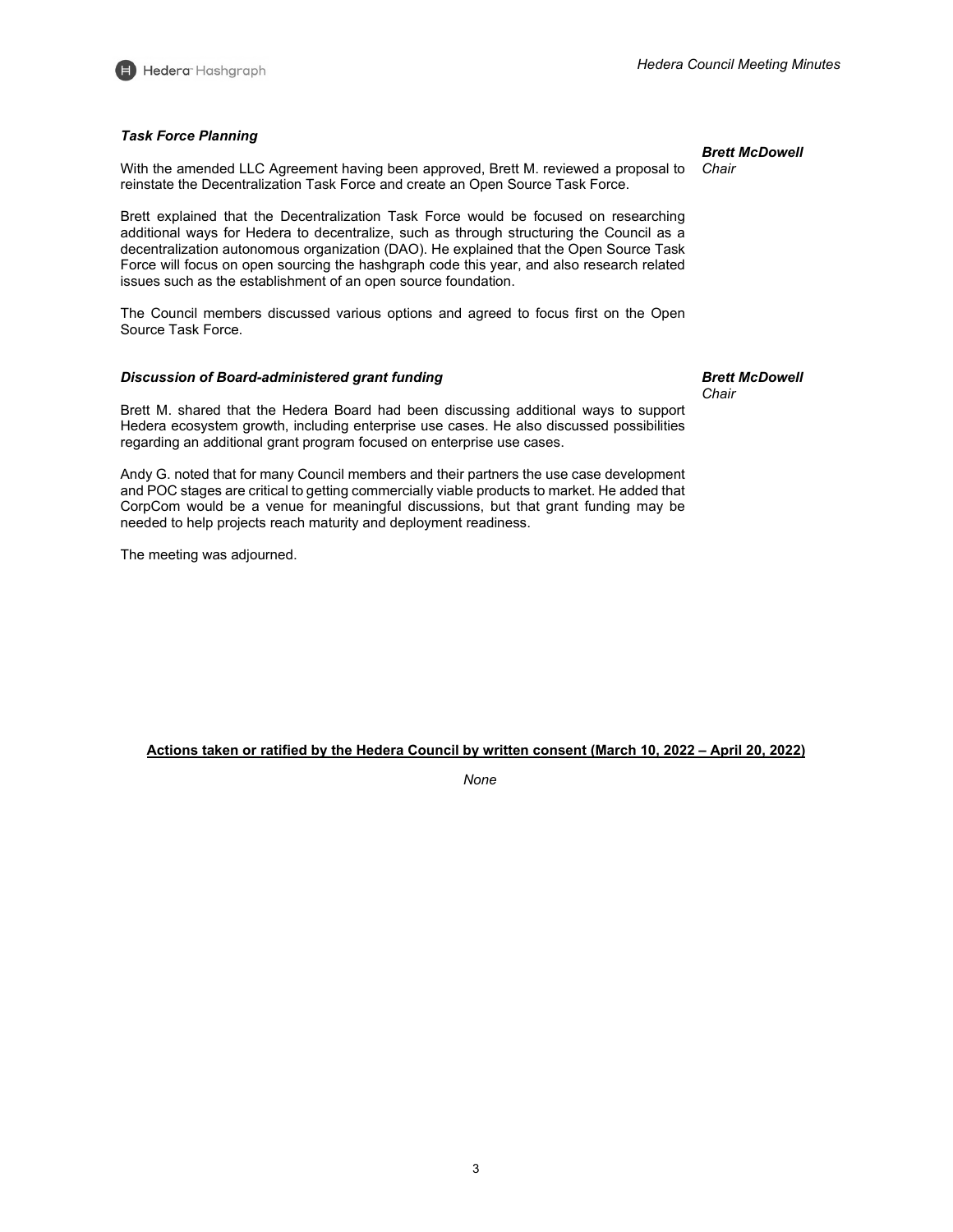### *Task Force Planning*

***Brett McDowell***
*Chair*

With the amended LLC Agreement having been approved, Brett M. reviewed a proposal to reinstate the Decentralization Task Force and create an Open Source Task Force.

Brett explained that the Decentralization Task Force would be focused on researching additional ways for Hedera to decentralize, such as through structuring the Council as a decentralization autonomous organization (DAO). He explained that the Open Source Task Force will focus on open sourcing the hashgraph code this year, and also research related issues such as the establishment of an open source foundation.

The Council members discussed various options and agreed to focus first on the Open Source Task Force.

### *Discussion of Board-administered grant funding*

***Brett McDowell***
*Chair*

Brett M. shared that the Hedera Board had been discussing additional ways to support Hedera ecosystem growth, including enterprise use cases. He also discussed possibilities regarding an additional grant program focused on enterprise use cases.

Andy G. noted that for many Council members and their partners the use case development and POC stages are critical to getting commercially viable products to market. He added that CorpCom would be a venue for meaningful discussions, but that grant funding may be needed to help projects reach maturity and deployment readiness.

The meeting was adjourned.

**Actions taken or ratified by the Hedera Council by written consent (March 10, 2022 – April 20, 2022)**

*None*